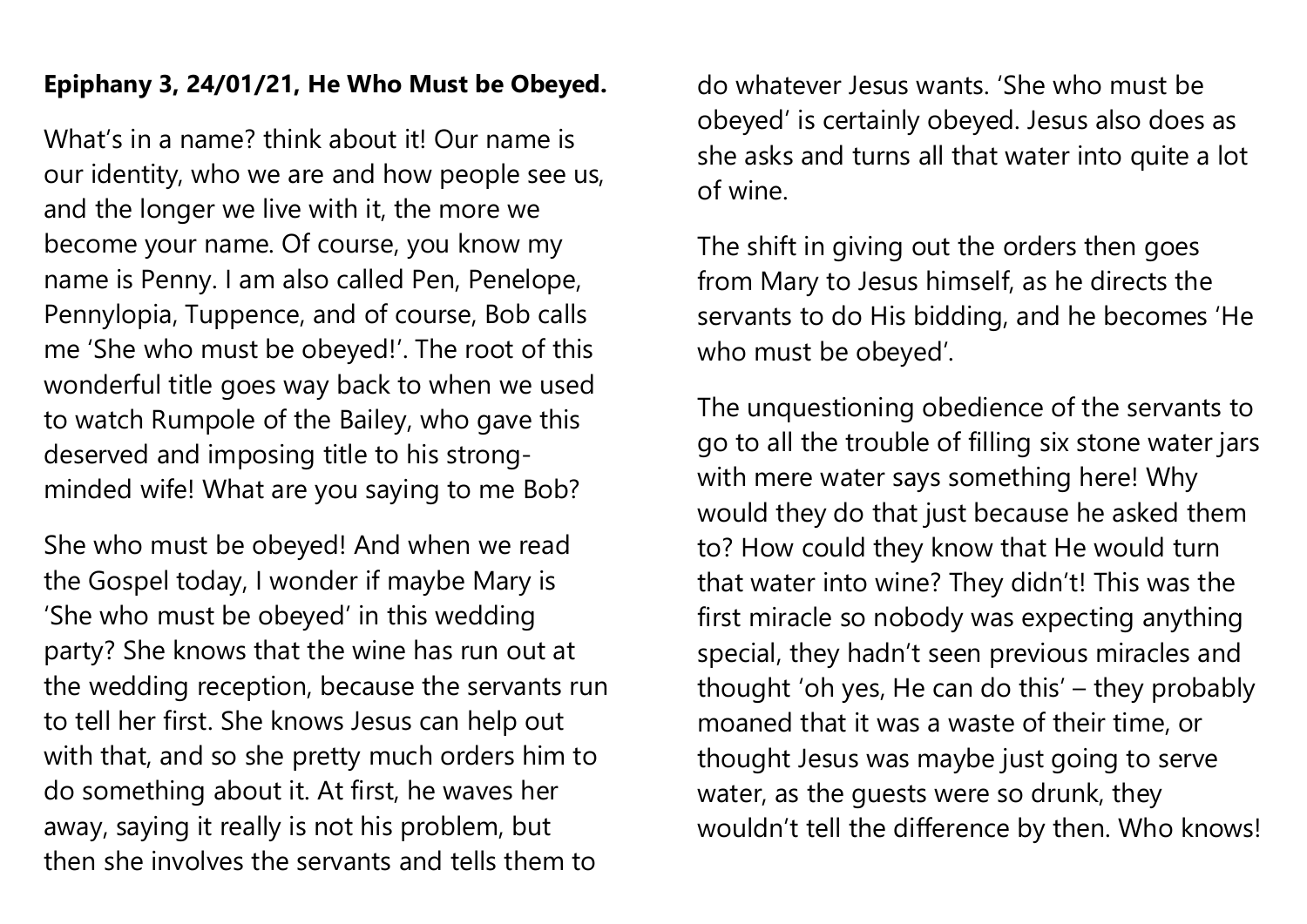**Epiphany 3, 24/01/21, He Who Must be Obeyed.**

What's in a name? think about it! Our name is our identity, who we are and how people see us, and the longer we live with it, the more we become your name. Of course, you know my name is Penny. I am also called Pen, Penelope, Pennylopia, Tuppence, and of course, Bob calls me 'She who must be obeyed!'. The root of this wonderful title goes way back to when we used to watch Rumpole of the Bailey, who gave this deserved and imposing title to his strong-minded wife! What are you saying to me Bob?

She who must be obeyed! And when we read the Gospel today, I wonder if maybe Mary is 'She who must be obeyed' in this wedding party? She knows that the wine has run out at the wedding reception, because the servants run to tell her first. She knows Jesus can help out with that, and so she pretty much orders him to do something about it. At first, he waves her away, saying it really is not his problem, but then she involves the servants and tells them to do whatever Jesus wants. 'She who must be obeyed' is certainly obeyed. Jesus also does as she asks and turns all that water into quite a lot of wine.

The shift in giving out the orders then goes from Mary to Jesus himself, as he directs the servants to do His bidding, and he becomes 'He who must be obeyed'.

The unquestioning obedience of the servants to go to all the trouble of filling six stone water jars with mere water says something here! Why would they do that just because he asked them to? How could they know that He would turn that water into wine? They didn't! This was the first miracle so nobody was expecting anything special, they hadn't seen previous miracles and thought 'oh yes, He can do this' – they probably moaned that it was a waste of their time, or thought Jesus was maybe just going to serve water, as the guests were so drunk, they wouldn't tell the difference by then. Who knows!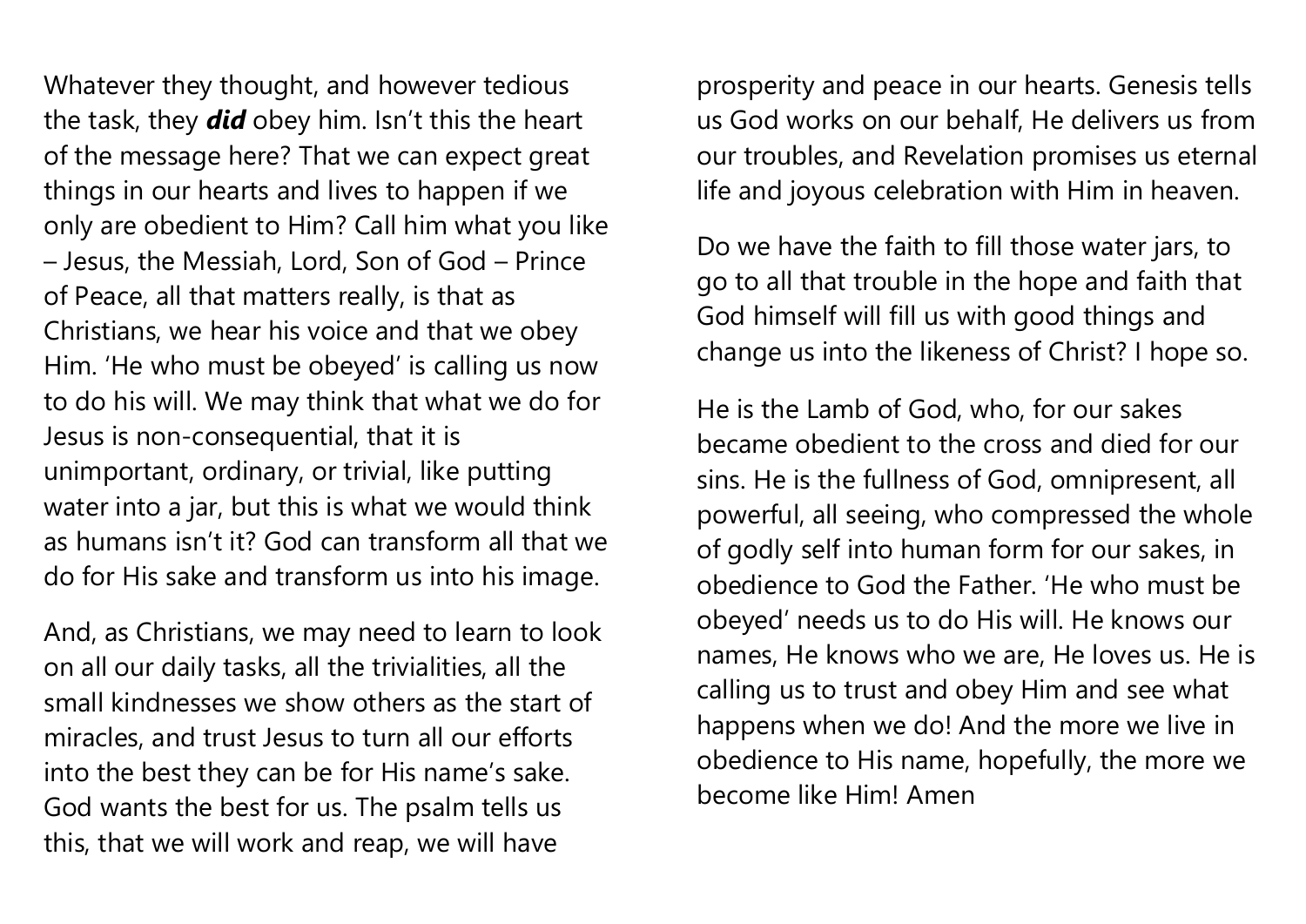Whatever they thought, and however tedious the task, they ***did*** obey him. Isn't this the heart of the message here? That we can expect great things in our hearts and lives to happen if we only are obedient to Him? Call him what you like – Jesus, the Messiah, Lord, Son of God – Prince of Peace, all that matters really, is that as Christians, we hear his voice and that we obey Him. 'He who must be obeyed' is calling us now to do his will. We may think that what we do for Jesus is non-consequential, that it is unimportant, ordinary, or trivial, like putting water into a jar, but this is what we would think as humans isn't it? God can transform all that we do for His sake and transform us into his image.

And, as Christians, we may need to learn to look on all our daily tasks, all the trivialities, all the small kindnesses we show others as the start of miracles, and trust Jesus to turn all our efforts into the best they can be for His name's sake. God wants the best for us. The psalm tells us this, that we will work and reap, we will have prosperity and peace in our hearts. Genesis tells us God works on our behalf, He delivers us from our troubles, and Revelation promises us eternal life and joyous celebration with Him in heaven.

Do we have the faith to fill those water jars, to go to all that trouble in the hope and faith that God himself will fill us with good things and change us into the likeness of Christ? I hope so.

He is the Lamb of God, who, for our sakes became obedient to the cross and died for our sins. He is the fullness of God, omnipresent, all powerful, all seeing, who compressed the whole of godly self into human form for our sakes, in obedience to God the Father. 'He who must be obeyed' needs us to do His will. He knows our names, He knows who we are, He loves us. He is calling us to trust and obey Him and see what happens when we do! And the more we live in obedience to His name, hopefully, the more we become like Him! Amen